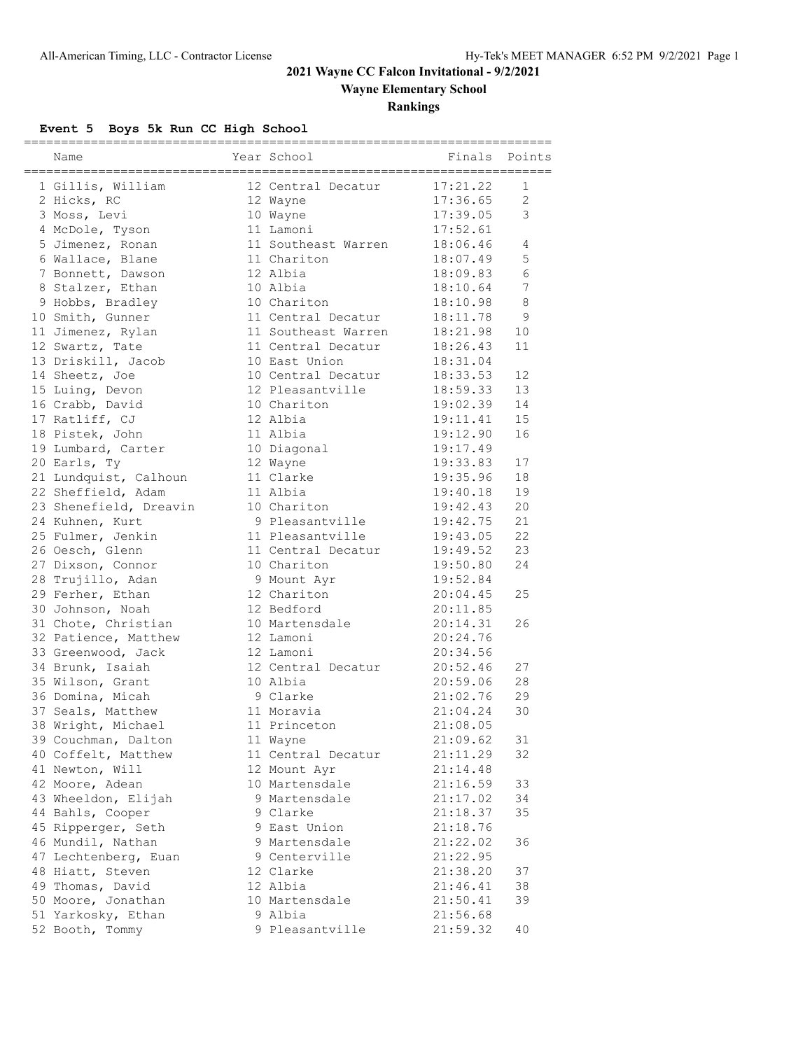# 2021 Wayne CC Falcon Invitational - 9/2/2021

## Wayne Elementary School

## Rankings

### Event 5 Boys 5k Run CC High School

| | Name | Year | School | Finals | Points |
|---|---|---|---|---|---|
| 1 | Gillis, William | 12 | Central Decatur | 17:21.22 | 1 |
| 2 | Hicks, RC | 12 | Wayne | 17:36.65 | 2 |
| 3 | Moss, Levi | 10 | Wayne | 17:39.05 | 3 |
| 4 | McDole, Tyson | 11 | Lamoni | 17:52.61 | |
| 5 | Jimenez, Ronan | 11 | Southeast Warren | 18:06.46 | 4 |
| 6 | Wallace, Blane | 11 | Chariton | 18:07.49 | 5 |
| 7 | Bonnett, Dawson | 12 | Albia | 18:09.83 | 6 |
| 8 | Stalzer, Ethan | 10 | Albia | 18:10.64 | 7 |
| 9 | Hobbs, Bradley | 10 | Chariton | 18:10.98 | 8 |
| 10 | Smith, Gunner | 11 | Central Decatur | 18:11.78 | 9 |
| 11 | Jimenez, Rylan | 11 | Southeast Warren | 18:21.98 | 10 |
| 12 | Swartz, Tate | 11 | Central Decatur | 18:26.43 | 11 |
| 13 | Driskill, Jacob | 10 | East Union | 18:31.04 | |
| 14 | Sheetz, Joe | 10 | Central Decatur | 18:33.53 | 12 |
| 15 | Luing, Devon | 12 | Pleasantville | 18:59.33 | 13 |
| 16 | Crabb, David | 10 | Chariton | 19:02.39 | 14 |
| 17 | Ratliff, CJ | 12 | Albia | 19:11.41 | 15 |
| 18 | Pistek, John | 11 | Albia | 19:12.90 | 16 |
| 19 | Lumbard, Carter | 10 | Diagonal | 19:17.49 | |
| 20 | Earls, Ty | 12 | Wayne | 19:33.83 | 17 |
| 21 | Lundquist, Calhoun | 11 | Clarke | 19:35.96 | 18 |
| 22 | Sheffield, Adam | 11 | Albia | 19:40.18 | 19 |
| 23 | Shenefield, Dreavin | 10 | Chariton | 19:42.43 | 20 |
| 24 | Kuhnen, Kurt | 9 | Pleasantville | 19:42.75 | 21 |
| 25 | Fulmer, Jenkin | 11 | Pleasantville | 19:43.05 | 22 |
| 26 | Oesch, Glenn | 11 | Central Decatur | 19:49.52 | 23 |
| 27 | Dixson, Connor | 10 | Chariton | 19:50.80 | 24 |
| 28 | Trujillo, Adan | 9 | Mount Ayr | 19:52.84 | |
| 29 | Ferher, Ethan | 12 | Chariton | 20:04.45 | 25 |
| 30 | Johnson, Noah | 12 | Bedford | 20:11.85 | |
| 31 | Chote, Christian | 10 | Martensdale | 20:14.31 | 26 |
| 32 | Patience, Matthew | 12 | Lamoni | 20:24.76 | |
| 33 | Greenwood, Jack | 12 | Lamoni | 20:34.56 | |
| 34 | Brunk, Isaiah | 12 | Central Decatur | 20:52.46 | 27 |
| 35 | Wilson, Grant | 10 | Albia | 20:59.06 | 28 |
| 36 | Domina, Micah | 9 | Clarke | 21:02.76 | 29 |
| 37 | Seals, Matthew | 11 | Moravia | 21:04.24 | 30 |
| 38 | Wright, Michael | 11 | Princeton | 21:08.05 | |
| 39 | Couchman, Dalton | 11 | Wayne | 21:09.62 | 31 |
| 40 | Coffelt, Matthew | 11 | Central Decatur | 21:11.29 | 32 |
| 41 | Newton, Will | 12 | Mount Ayr | 21:14.48 | |
| 42 | Moore, Adean | 10 | Martensdale | 21:16.59 | 33 |
| 43 | Wheeldon, Elijah | 9 | Martensdale | 21:17.02 | 34 |
| 44 | Bahls, Cooper | 9 | Clarke | 21:18.37 | 35 |
| 45 | Ripperger, Seth | 9 | East Union | 21:18.76 | |
| 46 | Mundil, Nathan | 9 | Martensdale | 21:22.02 | 36 |
| 47 | Lechtenberg, Euan | 9 | Centerville | 21:22.95 | |
| 48 | Hiatt, Steven | 12 | Clarke | 21:38.20 | 37 |
| 49 | Thomas, David | 12 | Albia | 21:46.41 | 38 |
| 50 | Moore, Jonathan | 10 | Martensdale | 21:50.41 | 39 |
| 51 | Yarkosky, Ethan | 9 | Albia | 21:56.68 | |
| 52 | Booth, Tommy | 9 | Pleasantville | 21:59.32 | 40 |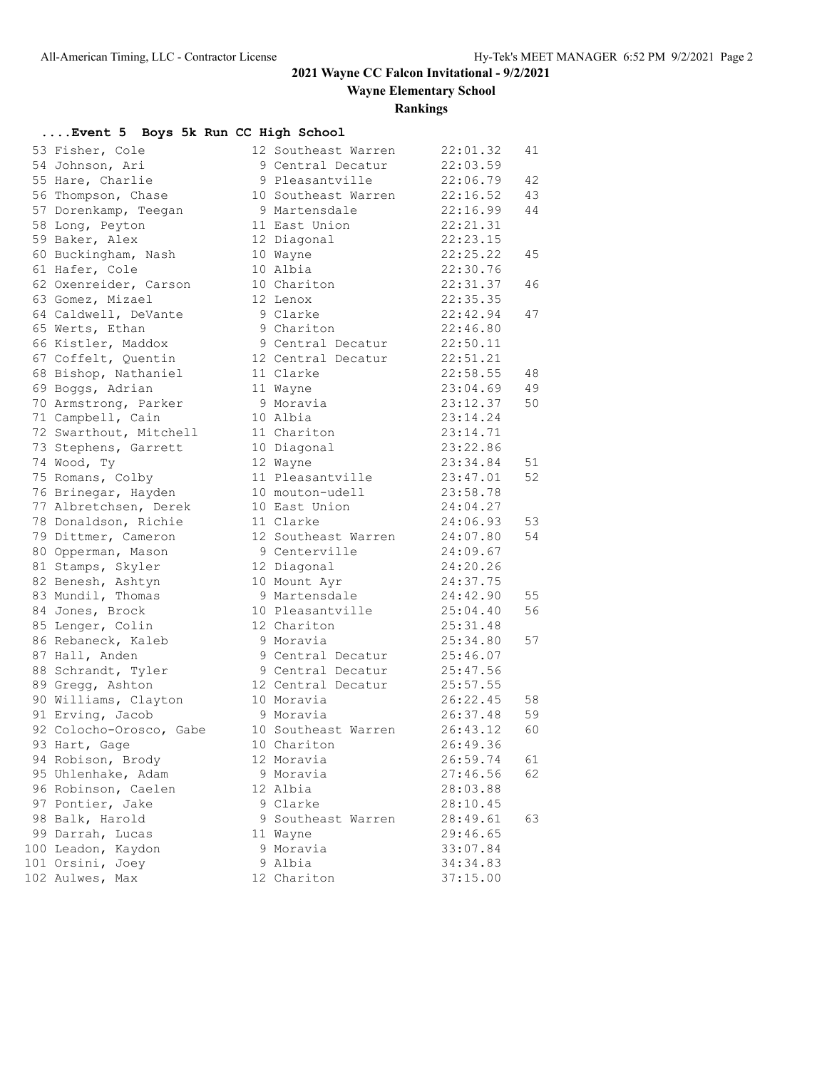# 2021 Wayne CC Falcon Invitational - 9/2/2021

## Wayne Elementary School

## Rankings

### ....Event 5 Boys 5k Run CC High School

| Place | Name | Yr | School | Time | Points |
|---|---|---|---|---|---|
| 53 | Fisher, Cole | 12 | Southeast Warren | 22:01.32 | 41 |
| 54 | Johnson, Ari | 9 | Central Decatur | 22:03.59 | |
| 55 | Hare, Charlie | 9 | Pleasantville | 22:06.79 | 42 |
| 56 | Thompson, Chase | 10 | Southeast Warren | 22:16.52 | 43 |
| 57 | Dorenkamp, Teegan | 9 | Martensdale | 22:16.99 | 44 |
| 58 | Long, Peyton | 11 | East Union | 22:21.31 | |
| 59 | Baker, Alex | 12 | Diagonal | 22:23.15 | |
| 60 | Buckingham, Nash | 10 | Wayne | 22:25.22 | 45 |
| 61 | Hafer, Cole | 10 | Albia | 22:30.76 | |
| 62 | Oxenreider, Carson | 10 | Chariton | 22:31.37 | 46 |
| 63 | Gomez, Mizael | 12 | Lenox | 22:35.35 | |
| 64 | Caldwell, DeVante | 9 | Clarke | 22:42.94 | 47 |
| 65 | Werts, Ethan | 9 | Chariton | 22:46.80 | |
| 66 | Kistler, Maddox | 9 | Central Decatur | 22:50.11 | |
| 67 | Coffelt, Quentin | 12 | Central Decatur | 22:51.21 | |
| 68 | Bishop, Nathaniel | 11 | Clarke | 22:58.55 | 48 |
| 69 | Boggs, Adrian | 11 | Wayne | 23:04.69 | 49 |
| 70 | Armstrong, Parker | 9 | Moravia | 23:12.37 | 50 |
| 71 | Campbell, Cain | 10 | Albia | 23:14.24 | |
| 72 | Swarthout, Mitchell | 11 | Chariton | 23:14.71 | |
| 73 | Stephens, Garrett | 10 | Diagonal | 23:22.86 | |
| 74 | Wood, Ty | 12 | Wayne | 23:34.84 | 51 |
| 75 | Romans, Colby | 11 | Pleasantville | 23:47.01 | 52 |
| 76 | Brinegar, Hayden | 10 | mouton-udell | 23:58.78 | |
| 77 | Albretchsen, Derek | 10 | East Union | 24:04.27 | |
| 78 | Donaldson, Richie | 11 | Clarke | 24:06.93 | 53 |
| 79 | Dittmer, Cameron | 12 | Southeast Warren | 24:07.80 | 54 |
| 80 | Opperman, Mason | 9 | Centerville | 24:09.67 | |
| 81 | Stamps, Skyler | 12 | Diagonal | 24:20.26 | |
| 82 | Benesh, Ashtyn | 10 | Mount Ayr | 24:37.75 | |
| 83 | Mundil, Thomas | 9 | Martensdale | 24:42.90 | 55 |
| 84 | Jones, Brock | 10 | Pleasantville | 25:04.40 | 56 |
| 85 | Lenger, Colin | 12 | Chariton | 25:31.48 | |
| 86 | Rebaneck, Kaleb | 9 | Moravia | 25:34.80 | 57 |
| 87 | Hall, Anden | 9 | Central Decatur | 25:46.07 | |
| 88 | Schrandt, Tyler | 9 | Central Decatur | 25:47.56 | |
| 89 | Gregg, Ashton | 12 | Central Decatur | 25:57.55 | |
| 90 | Williams, Clayton | 10 | Moravia | 26:22.45 | 58 |
| 91 | Erving, Jacob | 9 | Moravia | 26:37.48 | 59 |
| 92 | Colocho-Orosco, Gabe | 10 | Southeast Warren | 26:43.12 | 60 |
| 93 | Hart, Gage | 10 | Chariton | 26:49.36 | |
| 94 | Robison, Brody | 12 | Moravia | 26:59.74 | 61 |
| 95 | Uhlenhake, Adam | 9 | Moravia | 27:46.56 | 62 |
| 96 | Robinson, Caelen | 12 | Albia | 28:03.88 | |
| 97 | Pontier, Jake | 9 | Clarke | 28:10.45 | |
| 98 | Balk, Harold | 9 | Southeast Warren | 28:49.61 | 63 |
| 99 | Darrah, Lucas | 11 | Wayne | 29:46.65 | |
| 100 | Leadon, Kaydon | 9 | Moravia | 33:07.84 | |
| 101 | Orsini, Joey | 9 | Albia | 34:34.83 | |
| 102 | Aulwes, Max | 12 | Chariton | 37:15.00 | |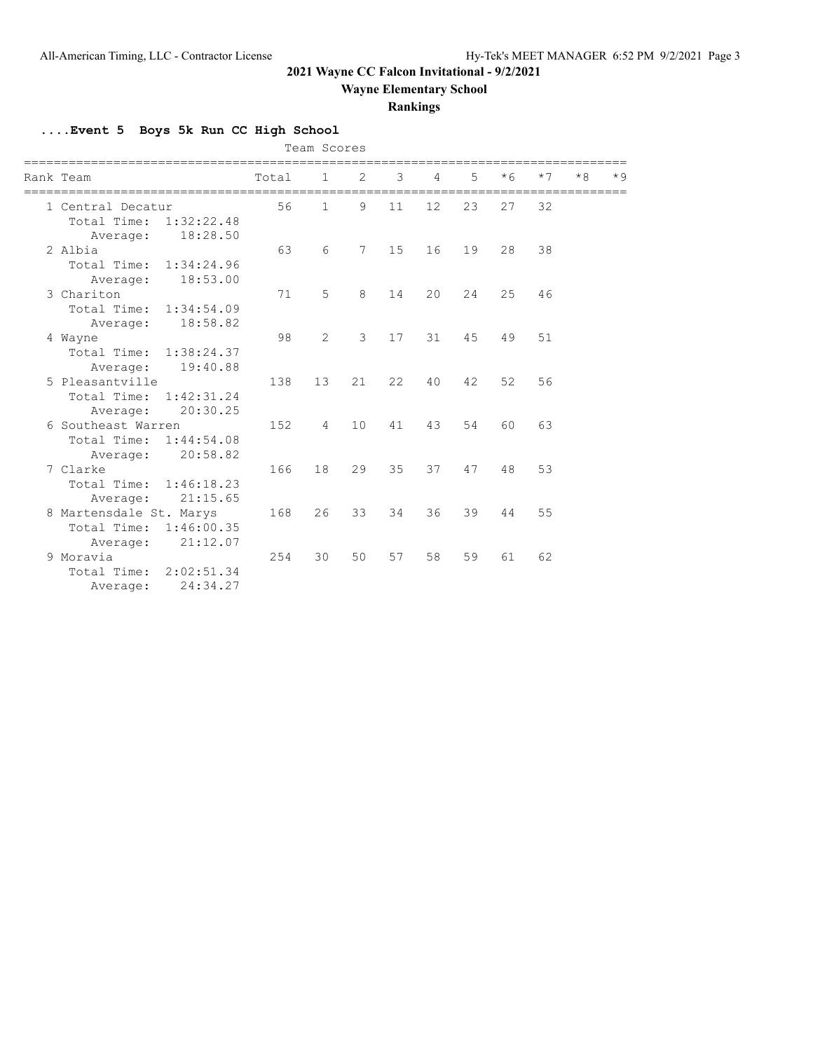**2021 Wayne CC Falcon Invitational - 9/2/2021**

**Wayne Elementary School**

**Rankings**

### ....Event 5 Boys 5k Run CC High School

Team Scores

| Rank | Team | Total | 1 | 2 | 3 | 4 | 5 | *6 | *7 | *8 | *9 |
|---|---|---|---|---|---|---|---|---|---|---|---|
| 1 | Central Decatur | 56 | 1 | 9 | 11 | 12 | 23 | 27 | 32 | | |
| | Total Time: 1:32:22.48 | | | | | | | | | | |
| | Average: 18:28.50 | | | | | | | | | | |
| 2 | Albia | 63 | 6 | 7 | 15 | 16 | 19 | 28 | 38 | | |
| | Total Time: 1:34:24.96 | | | | | | | | | | |
| | Average: 18:53.00 | | | | | | | | | | |
| 3 | Chariton | 71 | 5 | 8 | 14 | 20 | 24 | 25 | 46 | | |
| | Total Time: 1:34:54.09 | | | | | | | | | | |
| | Average: 18:58.82 | | | | | | | | | | |
| 4 | Wayne | 98 | 2 | 3 | 17 | 31 | 45 | 49 | 51 | | |
| | Total Time: 1:38:24.37 | | | | | | | | | | |
| | Average: 19:40.88 | | | | | | | | | | |
| 5 | Pleasantville | 138 | 13 | 21 | 22 | 40 | 42 | 52 | 56 | | |
| | Total Time: 1:42:31.24 | | | | | | | | | | |
| | Average: 20:30.25 | | | | | | | | | | |
| 6 | Southeast Warren | 152 | 4 | 10 | 41 | 43 | 54 | 60 | 63 | | |
| | Total Time: 1:44:54.08 | | | | | | | | | | |
| | Average: 20:58.82 | | | | | | | | | | |
| 7 | Clarke | 166 | 18 | 29 | 35 | 37 | 47 | 48 | 53 | | |
| | Total Time: 1:46:18.23 | | | | | | | | | | |
| | Average: 21:15.65 | | | | | | | | | | |
| 8 | Martensdale St. Marys | 168 | 26 | 33 | 34 | 36 | 39 | 44 | 55 | | |
| | Total Time: 1:46:00.35 | | | | | | | | | | |
| | Average: 21:12.07 | | | | | | | | | | |
| 9 | Moravia | 254 | 30 | 50 | 57 | 58 | 59 | 61 | 62 | | |
| | Total Time: 2:02:51.34 | | | | | | | | | | |
| | Average: 24:34.27 | | | | | | | | | | |